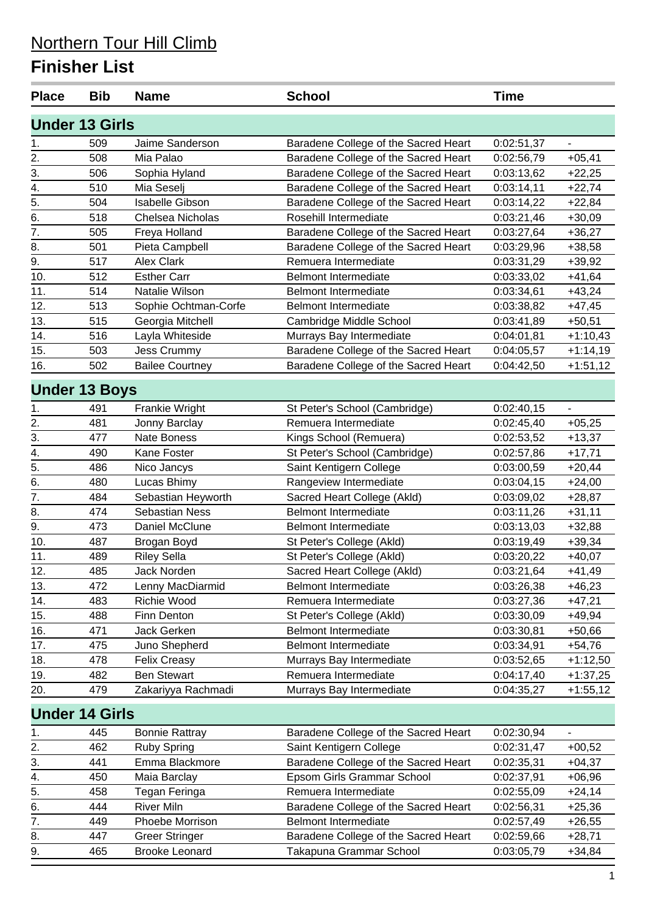# Northern Tour Hill Climb

## Finisher List

| Place | Bib | Name | School | Time | |
|---|---|---|---|---|---|
| **Under 13 Girls** | | | | | |
| 1. | 509 | Jaime Sanderson | Baradene College of the Sacred Heart | 0:02:51,37 | - |
| 2. | 508 | Mia Palao | Baradene College of the Sacred Heart | 0:02:56,79 | +05,41 |
| 3. | 506 | Sophia Hyland | Baradene College of the Sacred Heart | 0:03:13,62 | +22,25 |
| 4. | 510 | Mia Seselj | Baradene College of the Sacred Heart | 0:03:14,11 | +22,74 |
| 5. | 504 | Isabelle Gibson | Baradene College of the Sacred Heart | 0:03:14,22 | +22,84 |
| 6. | 518 | Chelsea Nicholas | Rosehill Intermediate | 0:03:21,46 | +30,09 |
| 7. | 505 | Freya Holland | Baradene College of the Sacred Heart | 0:03:27,64 | +36,27 |
| 8. | 501 | Pieta Campbell | Baradene College of the Sacred Heart | 0:03:29,96 | +38,58 |
| 9. | 517 | Alex Clark | Remuera Intermediate | 0:03:31,29 | +39,92 |
| 10. | 512 | Esther Carr | Belmont Intermediate | 0:03:33,02 | +41,64 |
| 11. | 514 | Natalie Wilson | Belmont Intermediate | 0:03:34,61 | +43,24 |
| 12. | 513 | Sophie Ochtman-Corfe | Belmont Intermediate | 0:03:38,82 | +47,45 |
| 13. | 515 | Georgia Mitchell | Cambridge Middle School | 0:03:41,89 | +50,51 |
| 14. | 516 | Layla Whiteside | Murrays Bay Intermediate | 0:04:01,81 | +1:10,43 |
| 15. | 503 | Jess Crummy | Baradene College of the Sacred Heart | 0:04:05,57 | +1:14,19 |
| 16. | 502 | Bailee Courtney | Baradene College of the Sacred Heart | 0:04:42,50 | +1:51,12 |
| **Under 13 Boys** | | | | | |
| 1. | 491 | Frankie Wright | St Peter's School (Cambridge) | 0:02:40,15 | - |
| 2. | 481 | Jonny Barclay | Remuera Intermediate | 0:02:45,40 | +05,25 |
| 3. | 477 | Nate Boness | Kings School (Remuera) | 0:02:53,52 | +13,37 |
| 4. | 490 | Kane Foster | St Peter's School (Cambridge) | 0:02:57,86 | +17,71 |
| 5. | 486 | Nico Jancys | Saint Kentigern College | 0:03:00,59 | +20,44 |
| 6. | 480 | Lucas Bhimy | Rangeview Intermediate | 0:03:04,15 | +24,00 |
| 7. | 484 | Sebastian Heyworth | Sacred Heart College (Akld) | 0:03:09,02 | +28,87 |
| 8. | 474 | Sebastian Ness | Belmont Intermediate | 0:03:11,26 | +31,11 |
| 9. | 473 | Daniel McClune | Belmont Intermediate | 0:03:13,03 | +32,88 |
| 10. | 487 | Brogan Boyd | St Peter's College (Akld) | 0:03:19,49 | +39,34 |
| 11. | 489 | Riley Sella | St Peter's College (Akld) | 0:03:20,22 | +40,07 |
| 12. | 485 | Jack Norden | Sacred Heart College (Akld) | 0:03:21,64 | +41,49 |
| 13. | 472 | Lenny MacDiarmid | Belmont Intermediate | 0:03:26,38 | +46,23 |
| 14. | 483 | Richie Wood | Remuera Intermediate | 0:03:27,36 | +47,21 |
| 15. | 488 | Finn Denton | St Peter's College (Akld) | 0:03:30,09 | +49,94 |
| 16. | 471 | Jack Gerken | Belmont Intermediate | 0:03:30,81 | +50,66 |
| 17. | 475 | Juno Shepherd | Belmont Intermediate | 0:03:34,91 | +54,76 |
| 18. | 478 | Felix Creasy | Murrays Bay Intermediate | 0:03:52,65 | +1:12,50 |
| 19. | 482 | Ben Stewart | Remuera Intermediate | 0:04:17,40 | +1:37,25 |
| 20. | 479 | Zakariyya Rachmadi | Murrays Bay Intermediate | 0:04:35,27 | +1:55,12 |
| **Under 14 Girls** | | | | | |
| 1. | 445 | Bonnie Rattray | Baradene College of the Sacred Heart | 0:02:30,94 | - |
| 2. | 462 | Ruby Spring | Saint Kentigern College | 0:02:31,47 | +00,52 |
| 3. | 441 | Emma Blackmore | Baradene College of the Sacred Heart | 0:02:35,31 | +04,37 |
| 4. | 450 | Maia Barclay | Epsom Girls Grammar School | 0:02:37,91 | +06,96 |
| 5. | 458 | Tegan Feringa | Remuera Intermediate | 0:02:55,09 | +24,14 |
| 6. | 444 | River Miln | Baradene College of the Sacred Heart | 0:02:56,31 | +25,36 |
| 7. | 449 | Phoebe Morrison | Belmont Intermediate | 0:02:57,49 | +26,55 |
| 8. | 447 | Greer Stringer | Baradene College of the Sacred Heart | 0:02:59,66 | +28,71 |
| 9. | 465 | Brooke Leonard | Takapuna Grammar School | 0:03:05,79 | +34,84 |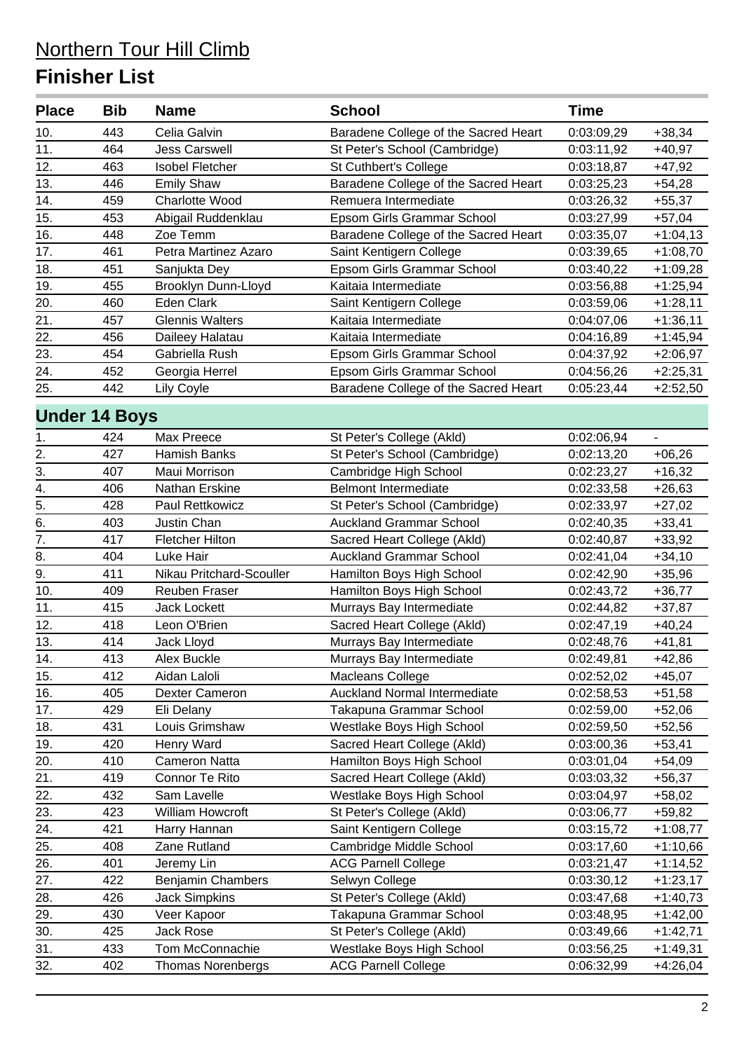# Northern Tour Hill Climb

## Finisher List

| Place | Bib | Name | School | Time | |
|---|---|---|---|---|---|
| 10. | 443 | Celia Galvin | Baradene College of the Sacred Heart | 0:03:09,29 | +38,34 |
| 11. | 464 | Jess Carswell | St Peter's School (Cambridge) | 0:03:11,92 | +40,97 |
| 12. | 463 | Isobel Fletcher | St Cuthbert's College | 0:03:18,87 | +47,92 |
| 13. | 446 | Emily Shaw | Baradene College of the Sacred Heart | 0:03:25,23 | +54,28 |
| 14. | 459 | Charlotte Wood | Remuera Intermediate | 0:03:26,32 | +55,37 |
| 15. | 453 | Abigail Ruddenklau | Epsom Girls Grammar School | 0:03:27,99 | +57,04 |
| 16. | 448 | Zoe Temm | Baradene College of the Sacred Heart | 0:03:35,07 | +1:04,13 |
| 17. | 461 | Petra Martinez Azaro | Saint Kentigern College | 0:03:39,65 | +1:08,70 |
| 18. | 451 | Sanjukta Dey | Epsom Girls Grammar School | 0:03:40,22 | +1:09,28 |
| 19. | 455 | Brooklyn Dunn-Lloyd | Kaitaia Intermediate | 0:03:56,88 | +1:25,94 |
| 20. | 460 | Eden Clark | Saint Kentigern College | 0:03:59,06 | +1:28,11 |
| 21. | 457 | Glennis Walters | Kaitaia Intermediate | 0:04:07,06 | +1:36,11 |
| 22. | 456 | Daileey Halatau | Kaitaia Intermediate | 0:04:16,89 | +1:45,94 |
| 23. | 454 | Gabriella Rush | Epsom Girls Grammar School | 0:04:37,92 | +2:06,97 |
| 24. | 452 | Georgia Herrel | Epsom Girls Grammar School | 0:04:56,26 | +2:25,31 |
| 25. | 442 | Lily Coyle | Baradene College of the Sacred Heart | 0:05:23,44 | +2:52,50 |

## Under 14 Boys

| Place | Bib | Name | School | Time | |
|---|---|---|---|---|---|
| 1. | 424 | Max Preece | St Peter's College (Akld) | 0:02:06,94 | - |
| 2. | 427 | Hamish Banks | St Peter's School (Cambridge) | 0:02:13,20 | +06,26 |
| 3. | 407 | Maui Morrison | Cambridge High School | 0:02:23,27 | +16,32 |
| 4. | 406 | Nathan Erskine | Belmont Intermediate | 0:02:33,58 | +26,63 |
| 5. | 428 | Paul Rettkowicz | St Peter's School (Cambridge) | 0:02:33,97 | +27,02 |
| 6. | 403 | Justin Chan | Auckland Grammar School | 0:02:40,35 | +33,41 |
| 7. | 417 | Fletcher Hilton | Sacred Heart College (Akld) | 0:02:40,87 | +33,92 |
| 8. | 404 | Luke Hair | Auckland Grammar School | 0:02:41,04 | +34,10 |
| 9. | 411 | Nikau Pritchard-Scouller | Hamilton Boys High School | 0:02:42,90 | +35,96 |
| 10. | 409 | Reuben Fraser | Hamilton Boys High School | 0:02:43,72 | +36,77 |
| 11. | 415 | Jack Lockett | Murrays Bay Intermediate | 0:02:44,82 | +37,87 |
| 12. | 418 | Leon O'Brien | Sacred Heart College (Akld) | 0:02:47,19 | +40,24 |
| 13. | 414 | Jack Lloyd | Murrays Bay Intermediate | 0:02:48,76 | +41,81 |
| 14. | 413 | Alex Buckle | Murrays Bay Intermediate | 0:02:49,81 | +42,86 |
| 15. | 412 | Aidan Laloli | Macleans College | 0:02:52,02 | +45,07 |
| 16. | 405 | Dexter Cameron | Auckland Normal Intermediate | 0:02:58,53 | +51,58 |
| 17. | 429 | Eli Delany | Takapuna Grammar School | 0:02:59,00 | +52,06 |
| 18. | 431 | Louis Grimshaw | Westlake Boys High School | 0:02:59,50 | +52,56 |
| 19. | 420 | Henry Ward | Sacred Heart College (Akld) | 0:03:00,36 | +53,41 |
| 20. | 410 | Cameron Natta | Hamilton Boys High School | 0:03:01,04 | +54,09 |
| 21. | 419 | Connor Te Rito | Sacred Heart College (Akld) | 0:03:03,32 | +56,37 |
| 22. | 432 | Sam Lavelle | Westlake Boys High School | 0:03:04,97 | +58,02 |
| 23. | 423 | William Howcroft | St Peter's College (Akld) | 0:03:06,77 | +59,82 |
| 24. | 421 | Harry Hannan | Saint Kentigern College | 0:03:15,72 | +1:08,77 |
| 25. | 408 | Zane Rutland | Cambridge Middle School | 0:03:17,60 | +1:10,66 |
| 26. | 401 | Jeremy Lin | ACG Parnell College | 0:03:21,47 | +1:14,52 |
| 27. | 422 | Benjamin Chambers | Selwyn College | 0:03:30,12 | +1:23,17 |
| 28. | 426 | Jack Simpkins | St Peter's College (Akld) | 0:03:47,68 | +1:40,73 |
| 29. | 430 | Veer Kapoor | Takapuna Grammar School | 0:03:48,95 | +1:42,00 |
| 30. | 425 | Jack Rose | St Peter's College (Akld) | 0:03:49,66 | +1:42,71 |
| 31. | 433 | Tom McConnachie | Westlake Boys High School | 0:03:56,25 | +1:49,31 |
| 32. | 402 | Thomas Norenbergs | ACG Parnell College | 0:06:32,99 | +4:26,04 |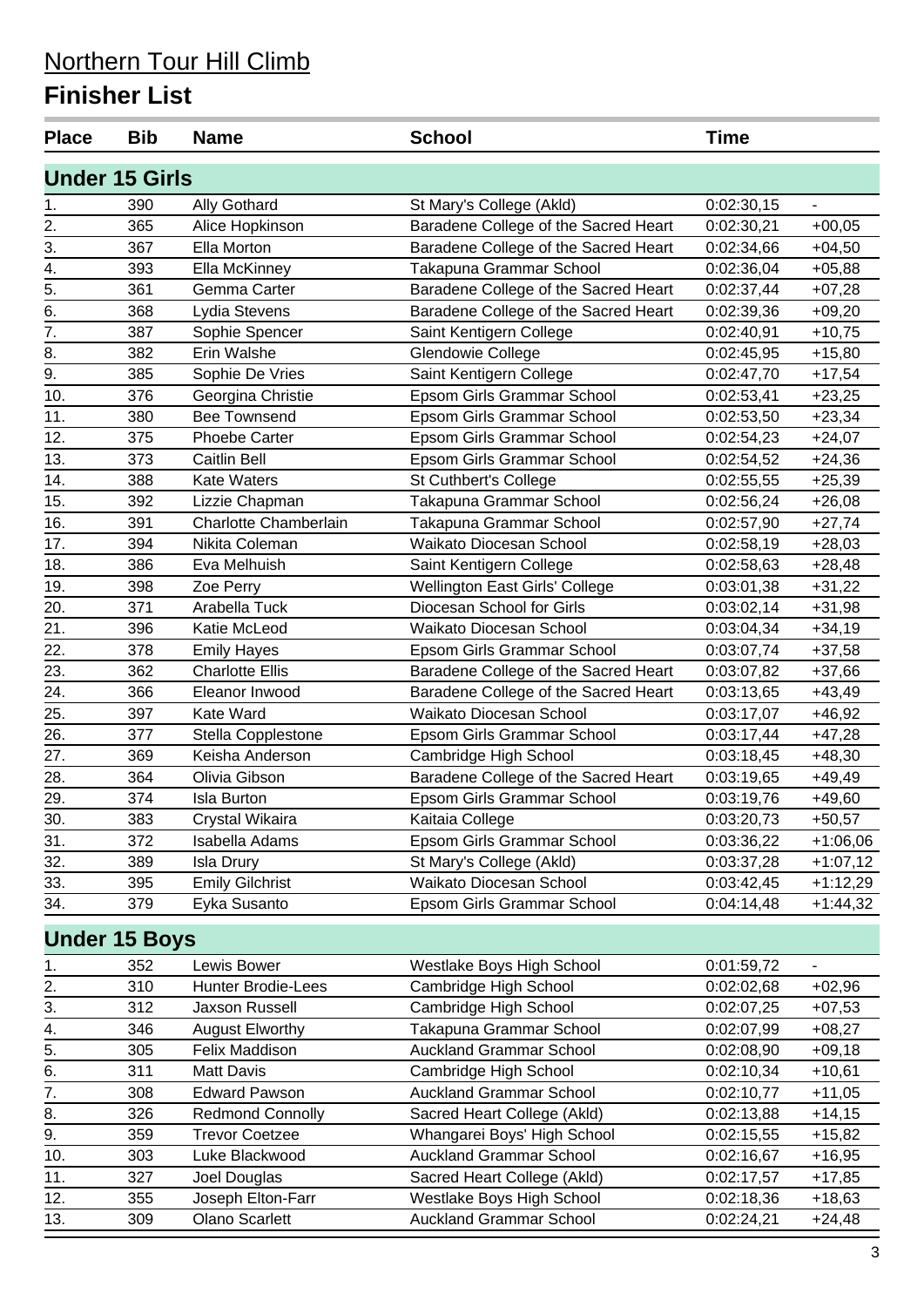# Northern Tour Hill Climb

## Finisher List

| Place | Bib | Name | School | Time | |
|---|---|---|---|---|---|
| **Under 15 Girls** | | | | | |
| 1. | 390 | Ally Gothard | St Mary's College (Akld) | 0:02:30,15 | - |
| 2. | 365 | Alice Hopkinson | Baradene College of the Sacred Heart | 0:02:30,21 | +00,05 |
| 3. | 367 | Ella Morton | Baradene College of the Sacred Heart | 0:02:34,66 | +04,50 |
| 4. | 393 | Ella McKinney | Takapuna Grammar School | 0:02:36,04 | +05,88 |
| 5. | 361 | Gemma Carter | Baradene College of the Sacred Heart | 0:02:37,44 | +07,28 |
| 6. | 368 | Lydia Stevens | Baradene College of the Sacred Heart | 0:02:39,36 | +09,20 |
| 7. | 387 | Sophie Spencer | Saint Kentigern College | 0:02:40,91 | +10,75 |
| 8. | 382 | Erin Walshe | Glendowie College | 0:02:45,95 | +15,80 |
| 9. | 385 | Sophie De Vries | Saint Kentigern College | 0:02:47,70 | +17,54 |
| 10. | 376 | Georgina Christie | Epsom Girls Grammar School | 0:02:53,41 | +23,25 |
| 11. | 380 | Bee Townsend | Epsom Girls Grammar School | 0:02:53,50 | +23,34 |
| 12. | 375 | Phoebe Carter | Epsom Girls Grammar School | 0:02:54,23 | +24,07 |
| 13. | 373 | Caitlin Bell | Epsom Girls Grammar School | 0:02:54,52 | +24,36 |
| 14. | 388 | Kate Waters | St Cuthbert's College | 0:02:55,55 | +25,39 |
| 15. | 392 | Lizzie Chapman | Takapuna Grammar School | 0:02:56,24 | +26,08 |
| 16. | 391 | Charlotte Chamberlain | Takapuna Grammar School | 0:02:57,90 | +27,74 |
| 17. | 394 | Nikita Coleman | Waikato Diocesan School | 0:02:58,19 | +28,03 |
| 18. | 386 | Eva Melhuish | Saint Kentigern College | 0:02:58,63 | +28,48 |
| 19. | 398 | Zoe Perry | Wellington East Girls' College | 0:03:01,38 | +31,22 |
| 20. | 371 | Arabella Tuck | Diocesan School for Girls | 0:03:02,14 | +31,98 |
| 21. | 396 | Katie McLeod | Waikato Diocesan School | 0:03:04,34 | +34,19 |
| 22. | 378 | Emily Hayes | Epsom Girls Grammar School | 0:03:07,74 | +37,58 |
| 23. | 362 | Charlotte Ellis | Baradene College of the Sacred Heart | 0:03:07,82 | +37,66 |
| 24. | 366 | Eleanor Inwood | Baradene College of the Sacred Heart | 0:03:13,65 | +43,49 |
| 25. | 397 | Kate Ward | Waikato Diocesan School | 0:03:17,07 | +46,92 |
| 26. | 377 | Stella Copplestone | Epsom Girls Grammar School | 0:03:17,44 | +47,28 |
| 27. | 369 | Keisha Anderson | Cambridge High School | 0:03:18,45 | +48,30 |
| 28. | 364 | Olivia Gibson | Baradene College of the Sacred Heart | 0:03:19,65 | +49,49 |
| 29. | 374 | Isla Burton | Epsom Girls Grammar School | 0:03:19,76 | +49,60 |
| 30. | 383 | Crystal Wikaira | Kaitaia College | 0:03:20,73 | +50,57 |
| 31. | 372 | Isabella Adams | Epsom Girls Grammar School | 0:03:36,22 | +1:06,06 |
| 32. | 389 | Isla Drury | St Mary's College (Akld) | 0:03:37,28 | +1:07,12 |
| 33. | 395 | Emily Gilchrist | Waikato Diocesan School | 0:03:42,45 | +1:12,29 |
| 34. | 379 | Eyka Susanto | Epsom Girls Grammar School | 0:04:14,48 | +1:44,32 |
| **Under 15 Boys** | | | | | |
| 1. | 352 | Lewis Bower | Westlake Boys High School | 0:01:59,72 | - |
| 2. | 310 | Hunter Brodie-Lees | Cambridge High School | 0:02:02,68 | +02,96 |
| 3. | 312 | Jaxson Russell | Cambridge High School | 0:02:07,25 | +07,53 |
| 4. | 346 | August Elworthy | Takapuna Grammar School | 0:02:07,99 | +08,27 |
| 5. | 305 | Felix Maddison | Auckland Grammar School | 0:02:08,90 | +09,18 |
| 6. | 311 | Matt Davis | Cambridge High School | 0:02:10,34 | +10,61 |
| 7. | 308 | Edward Pawson | Auckland Grammar School | 0:02:10,77 | +11,05 |
| 8. | 326 | Redmond Connolly | Sacred Heart College (Akld) | 0:02:13,88 | +14,15 |
| 9. | 359 | Trevor Coetzee | Whangarei Boys' High School | 0:02:15,55 | +15,82 |
| 10. | 303 | Luke Blackwood | Auckland Grammar School | 0:02:16,67 | +16,95 |
| 11. | 327 | Joel Douglas | Sacred Heart College (Akld) | 0:02:17,57 | +17,85 |
| 12. | 355 | Joseph Elton-Farr | Westlake Boys High School | 0:02:18,36 | +18,63 |
| 13. | 309 | Olano Scarlett | Auckland Grammar School | 0:02:24,21 | +24,48 |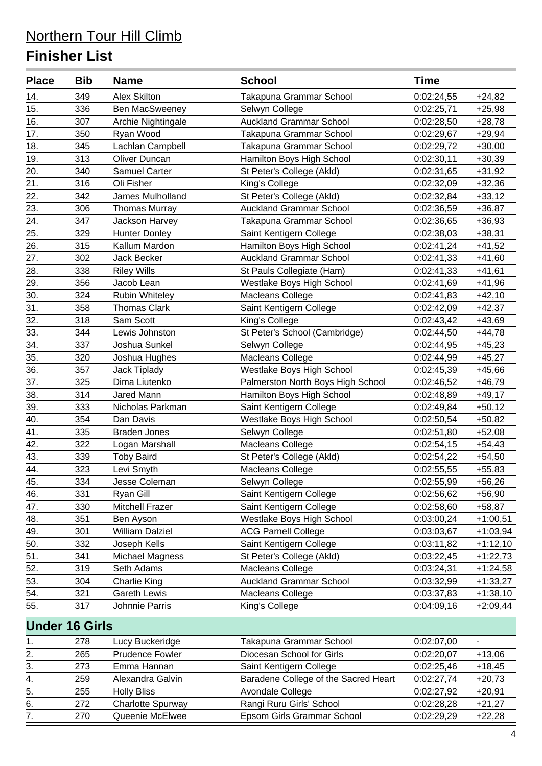# Northern Tour Hill Climb

## Finisher List

| Place | Bib | Name | School | Time | |
|---|---|---|---|---|---|
| 14. | 349 | Alex Skilton | Takapuna Grammar School | 0:02:24,55 | +24,82 |
| 15. | 336 | Ben MacSweeney | Selwyn College | 0:02:25,71 | +25,98 |
| 16. | 307 | Archie Nightingale | Auckland Grammar School | 0:02:28,50 | +28,78 |
| 17. | 350 | Ryan Wood | Takapuna Grammar School | 0:02:29,67 | +29,94 |
| 18. | 345 | Lachlan Campbell | Takapuna Grammar School | 0:02:29,72 | +30,00 |
| 19. | 313 | Oliver Duncan | Hamilton Boys High School | 0:02:30,11 | +30,39 |
| 20. | 340 | Samuel Carter | St Peter's College (Akld) | 0:02:31,65 | +31,92 |
| 21. | 316 | Oli Fisher | King's College | 0:02:32,09 | +32,36 |
| 22. | 342 | James Mulholland | St Peter's College (Akld) | 0:02:32,84 | +33,12 |
| 23. | 306 | Thomas Murray | Auckland Grammar School | 0:02:36,59 | +36,87 |
| 24. | 347 | Jackson Harvey | Takapuna Grammar School | 0:02:36,65 | +36,93 |
| 25. | 329 | Hunter Donley | Saint Kentigern College | 0:02:38,03 | +38,31 |
| 26. | 315 | Kallum Mardon | Hamilton Boys High School | 0:02:41,24 | +41,52 |
| 27. | 302 | Jack Becker | Auckland Grammar School | 0:02:41,33 | +41,60 |
| 28. | 338 | Riley Wills | St Pauls Collegiate (Ham) | 0:02:41,33 | +41,61 |
| 29. | 356 | Jacob Lean | Westlake Boys High School | 0:02:41,69 | +41,96 |
| 30. | 324 | Rubin Whiteley | Macleans College | 0:02:41,83 | +42,10 |
| 31. | 358 | Thomas Clark | Saint Kentigern College | 0:02:42,09 | +42,37 |
| 32. | 318 | Sam Scott | King's College | 0:02:43,42 | +43,69 |
| 33. | 344 | Lewis Johnston | St Peter's School (Cambridge) | 0:02:44,50 | +44,78 |
| 34. | 337 | Joshua Sunkel | Selwyn College | 0:02:44,95 | +45,23 |
| 35. | 320 | Joshua Hughes | Macleans College | 0:02:44,99 | +45,27 |
| 36. | 357 | Jack Tiplady | Westlake Boys High School | 0:02:45,39 | +45,66 |
| 37. | 325 | Dima Liutenko | Palmerston North Boys High School | 0:02:46,52 | +46,79 |
| 38. | 314 | Jared Mann | Hamilton Boys High School | 0:02:48,89 | +49,17 |
| 39. | 333 | Nicholas Parkman | Saint Kentigern College | 0:02:49,84 | +50,12 |
| 40. | 354 | Dan Davis | Westlake Boys High School | 0:02:50,54 | +50,82 |
| 41. | 335 | Braden Jones | Selwyn College | 0:02:51,80 | +52,08 |
| 42. | 322 | Logan Marshall | Macleans College | 0:02:54,15 | +54,43 |
| 43. | 339 | Toby Baird | St Peter's College (Akld) | 0:02:54,22 | +54,50 |
| 44. | 323 | Levi Smyth | Macleans College | 0:02:55,55 | +55,83 |
| 45. | 334 | Jesse Coleman | Selwyn College | 0:02:55,99 | +56,26 |
| 46. | 331 | Ryan Gill | Saint Kentigern College | 0:02:56,62 | +56,90 |
| 47. | 330 | Mitchell Frazer | Saint Kentigern College | 0:02:58,60 | +58,87 |
| 48. | 351 | Ben Ayson | Westlake Boys High School | 0:03:00,24 | +1:00,51 |
| 49. | 301 | William Dalziel | ACG Parnell College | 0:03:03,67 | +1:03,94 |
| 50. | 332 | Joseph Kells | Saint Kentigern College | 0:03:11,82 | +1:12,10 |
| 51. | 341 | Michael Magness | St Peter's College (Akld) | 0:03:22,45 | +1:22,73 |
| 52. | 319 | Seth Adams | Macleans College | 0:03:24,31 | +1:24,58 |
| 53. | 304 | Charlie King | Auckland Grammar School | 0:03:32,99 | +1:33,27 |
| 54. | 321 | Gareth Lewis | Macleans College | 0:03:37,83 | +1:38,10 |
| 55. | 317 | Johnnie Parris | King's College | 0:04:09,16 | +2:09,44 |

### Under 16 Girls

| Place | Bib | Name | School | Time | |
|---|---|---|---|---|---|
| 1. | 278 | Lucy Buckeridge | Takapuna Grammar School | 0:02:07,00 | - |
| 2. | 265 | Prudence Fowler | Diocesan School for Girls | 0:02:20,07 | +13,06 |
| 3. | 273 | Emma Hannan | Saint Kentigern College | 0:02:25,46 | +18,45 |
| 4. | 259 | Alexandra Galvin | Baradene College of the Sacred Heart | 0:02:27,74 | +20,73 |
| 5. | 255 | Holly Bliss | Avondale College | 0:02:27,92 | +20,91 |
| 6. | 272 | Charlotte Spurway | Rangi Ruru Girls' School | 0:02:28,28 | +21,27 |
| 7. | 270 | Queenie McElwee | Epsom Girls Grammar School | 0:02:29,29 | +22,28 |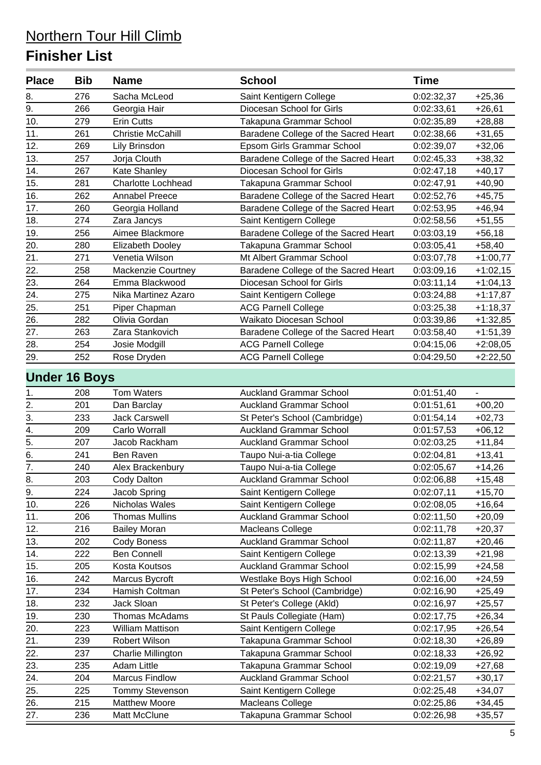# Northern Tour Hill Climb

## Finisher List

| Place | Bib | Name | School | Time | |
|---|---|---|---|---|---|
| 8. | 276 | Sacha McLeod | Saint Kentigern College | 0:02:32,37 | +25,36 |
| 9. | 266 | Georgia Hair | Diocesan School for Girls | 0:02:33,61 | +26,61 |
| 10. | 279 | Erin Cutts | Takapuna Grammar School | 0:02:35,89 | +28,88 |
| 11. | 261 | Christie McCahill | Baradene College of the Sacred Heart | 0:02:38,66 | +31,65 |
| 12. | 269 | Lily Brinsdon | Epsom Girls Grammar School | 0:02:39,07 | +32,06 |
| 13. | 257 | Jorja Clouth | Baradene College of the Sacred Heart | 0:02:45,33 | +38,32 |
| 14. | 267 | Kate Shanley | Diocesan School for Girls | 0:02:47,18 | +40,17 |
| 15. | 281 | Charlotte Lochhead | Takapuna Grammar School | 0:02:47,91 | +40,90 |
| 16. | 262 | Annabel Preece | Baradene College of the Sacred Heart | 0:02:52,76 | +45,75 |
| 17. | 260 | Georgia Holland | Baradene College of the Sacred Heart | 0:02:53,95 | +46,94 |
| 18. | 274 | Zara Jancys | Saint Kentigern College | 0:02:58,56 | +51,55 |
| 19. | 256 | Aimee Blackmore | Baradene College of the Sacred Heart | 0:03:03,19 | +56,18 |
| 20. | 280 | Elizabeth Dooley | Takapuna Grammar School | 0:03:05,41 | +58,40 |
| 21. | 271 | Venetia Wilson | Mt Albert Grammar School | 0:03:07,78 | +1:00,77 |
| 22. | 258 | Mackenzie Courtney | Baradene College of the Sacred Heart | 0:03:09,16 | +1:02,15 |
| 23. | 264 | Emma Blackwood | Diocesan School for Girls | 0:03:11,14 | +1:04,13 |
| 24. | 275 | Nika Martinez Azaro | Saint Kentigern College | 0:03:24,88 | +1:17,87 |
| 25. | 251 | Piper Chapman | ACG Parnell College | 0:03:25,38 | +1:18,37 |
| 26. | 282 | Olivia Gordan | Waikato Diocesan School | 0:03:39,86 | +1:32,85 |
| 27. | 263 | Zara Stankovich | Baradene College of the Sacred Heart | 0:03:58,40 | +1:51,39 |
| 28. | 254 | Josie Modgill | ACG Parnell College | 0:04:15,06 | +2:08,05 |
| 29. | 252 | Rose Dryden | ACG Parnell College | 0:04:29,50 | +2:22,50 |

### Under 16 Boys

| Place | Bib | Name | School | Time | |
|---|---|---|---|---|---|
| 1. | 208 | Tom Waters | Auckland Grammar School | 0:01:51,40 | - |
| 2. | 201 | Dan Barclay | Auckland Grammar School | 0:01:51,61 | +00,20 |
| 3. | 233 | Jack Carswell | St Peter's School (Cambridge) | 0:01:54,14 | +02,73 |
| 4. | 209 | Carlo Worrall | Auckland Grammar School | 0:01:57,53 | +06,12 |
| 5. | 207 | Jacob Rackham | Auckland Grammar School | 0:02:03,25 | +11,84 |
| 6. | 241 | Ben Raven | Taupo Nui-a-tia College | 0:02:04,81 | +13,41 |
| 7. | 240 | Alex Brackenbury | Taupo Nui-a-tia College | 0:02:05,67 | +14,26 |
| 8. | 203 | Cody Dalton | Auckland Grammar School | 0:02:06,88 | +15,48 |
| 9. | 224 | Jacob Spring | Saint Kentigern College | 0:02:07,11 | +15,70 |
| 10. | 226 | Nicholas Wales | Saint Kentigern College | 0:02:08,05 | +16,64 |
| 11. | 206 | Thomas Mullins | Auckland Grammar School | 0:02:11,50 | +20,09 |
| 12. | 216 | Bailey Moran | Macleans College | 0:02:11,78 | +20,37 |
| 13. | 202 | Cody Boness | Auckland Grammar School | 0:02:11,87 | +20,46 |
| 14. | 222 | Ben Connell | Saint Kentigern College | 0:02:13,39 | +21,98 |
| 15. | 205 | Kosta Koutsos | Auckland Grammar School | 0:02:15,99 | +24,58 |
| 16. | 242 | Marcus Bycroft | Westlake Boys High School | 0:02:16,00 | +24,59 |
| 17. | 234 | Hamish Coltman | St Peter's School (Cambridge) | 0:02:16,90 | +25,49 |
| 18. | 232 | Jack Sloan | St Peter's College (Akld) | 0:02:16,97 | +25,57 |
| 19. | 230 | Thomas McAdams | St Pauls Collegiate (Ham) | 0:02:17,75 | +26,34 |
| 20. | 223 | William Mattison | Saint Kentigern College | 0:02:17,95 | +26,54 |
| 21. | 239 | Robert Wilson | Takapuna Grammar School | 0:02:18,30 | +26,89 |
| 22. | 237 | Charlie Millington | Takapuna Grammar School | 0:02:18,33 | +26,92 |
| 23. | 235 | Adam Little | Takapuna Grammar School | 0:02:19,09 | +27,68 |
| 24. | 204 | Marcus Findlow | Auckland Grammar School | 0:02:21,57 | +30,17 |
| 25. | 225 | Tommy Stevenson | Saint Kentigern College | 0:02:25,48 | +34,07 |
| 26. | 215 | Matthew Moore | Macleans College | 0:02:25,86 | +34,45 |
| 27. | 236 | Matt McClune | Takapuna Grammar School | 0:02:26,98 | +35,57 |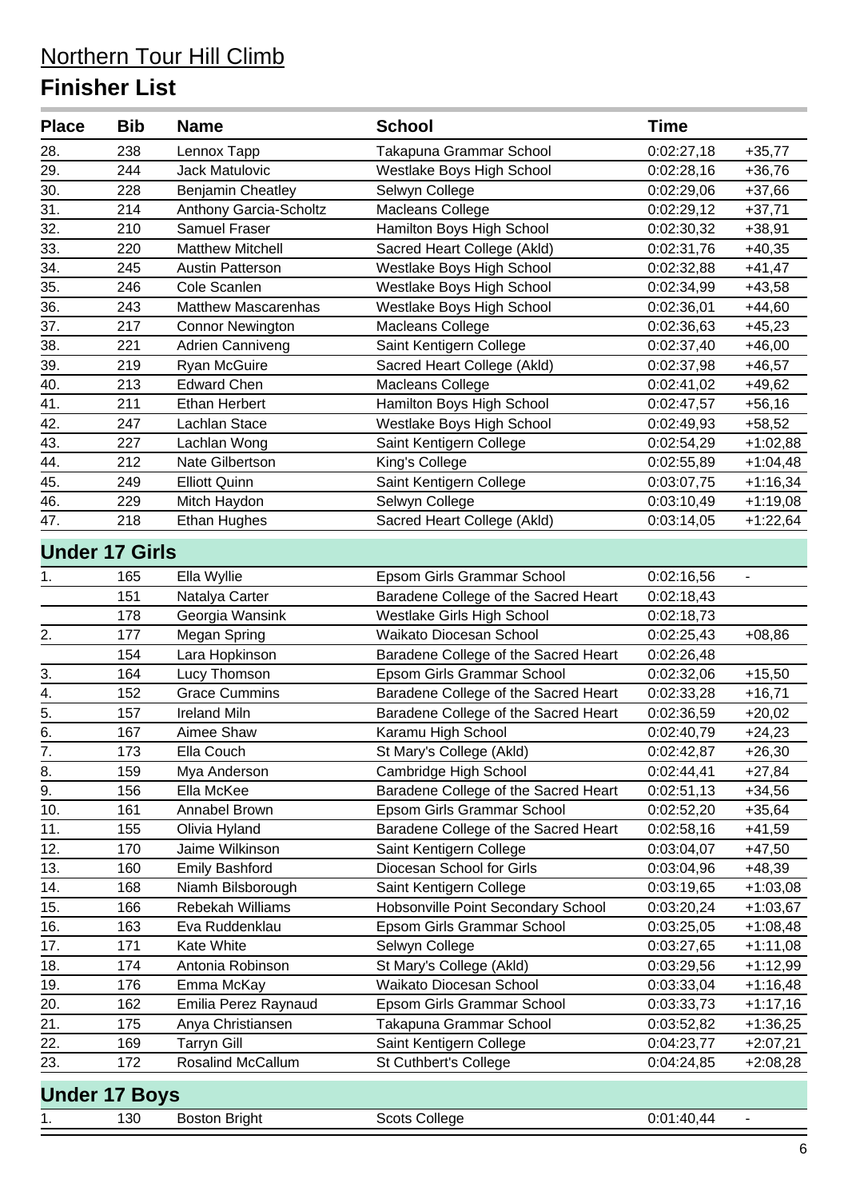# Northern Tour Hill Climb

## Finisher List

| Place | Bib | Name | School | Time | |
|---|---|---|---|---|---|
| 28. | 238 | Lennox Tapp | Takapuna Grammar School | 0:02:27,18 | +35,77 |
| 29. | 244 | Jack Matulovic | Westlake Boys High School | 0:02:28,16 | +36,76 |
| 30. | 228 | Benjamin Cheatley | Selwyn College | 0:02:29,06 | +37,66 |
| 31. | 214 | Anthony Garcia-Scholtz | Macleans College | 0:02:29,12 | +37,71 |
| 32. | 210 | Samuel Fraser | Hamilton Boys High School | 0:02:30,32 | +38,91 |
| 33. | 220 | Matthew Mitchell | Sacred Heart College (Akld) | 0:02:31,76 | +40,35 |
| 34. | 245 | Austin Patterson | Westlake Boys High School | 0:02:32,88 | +41,47 |
| 35. | 246 | Cole Scanlen | Westlake Boys High School | 0:02:34,99 | +43,58 |
| 36. | 243 | Matthew Mascarenhas | Westlake Boys High School | 0:02:36,01 | +44,60 |
| 37. | 217 | Connor Newington | Macleans College | 0:02:36,63 | +45,23 |
| 38. | 221 | Adrien Canniveng | Saint Kentigern College | 0:02:37,40 | +46,00 |
| 39. | 219 | Ryan McGuire | Sacred Heart College (Akld) | 0:02:37,98 | +46,57 |
| 40. | 213 | Edward Chen | Macleans College | 0:02:41,02 | +49,62 |
| 41. | 211 | Ethan Herbert | Hamilton Boys High School | 0:02:47,57 | +56,16 |
| 42. | 247 | Lachlan Stace | Westlake Boys High School | 0:02:49,93 | +58,52 |
| 43. | 227 | Lachlan Wong | Saint Kentigern College | 0:02:54,29 | +1:02,88 |
| 44. | 212 | Nate Gilbertson | King's College | 0:02:55,89 | +1:04,48 |
| 45. | 249 | Elliott Quinn | Saint Kentigern College | 0:03:07,75 | +1:16,34 |
| 46. | 229 | Mitch Haydon | Selwyn College | 0:03:10,49 | +1:19,08 |
| 47. | 218 | Ethan Hughes | Sacred Heart College (Akld) | 0:03:14,05 | +1:22,64 |

### Under 17 Girls

| Place | Bib | Name | School | Time | |
|---|---|---|---|---|---|
| 1. | 165 | Ella Wyllie | Epsom Girls Grammar School | 0:02:16,56 | - |
| | 151 | Natalya Carter | Baradene College of the Sacred Heart | 0:02:18,43 | |
| | 178 | Georgia Wansink | Westlake Girls High School | 0:02:18,73 | |
| 2. | 177 | Megan Spring | Waikato Diocesan School | 0:02:25,43 | +08,86 |
| | 154 | Lara Hopkinson | Baradene College of the Sacred Heart | 0:02:26,48 | |
| 3. | 164 | Lucy Thomson | Epsom Girls Grammar School | 0:02:32,06 | +15,50 |
| 4. | 152 | Grace Cummins | Baradene College of the Sacred Heart | 0:02:33,28 | +16,71 |
| 5. | 157 | Ireland Miln | Baradene College of the Sacred Heart | 0:02:36,59 | +20,02 |
| 6. | 167 | Aimee Shaw | Karamu High School | 0:02:40,79 | +24,23 |
| 7. | 173 | Ella Couch | St Mary's College (Akld) | 0:02:42,87 | +26,30 |
| 8. | 159 | Mya Anderson | Cambridge High School | 0:02:44,41 | +27,84 |
| 9. | 156 | Ella McKee | Baradene College of the Sacred Heart | 0:02:51,13 | +34,56 |
| 10. | 161 | Annabel Brown | Epsom Girls Grammar School | 0:02:52,20 | +35,64 |
| 11. | 155 | Olivia Hyland | Baradene College of the Sacred Heart | 0:02:58,16 | +41,59 |
| 12. | 170 | Jaime Wilkinson | Saint Kentigern College | 0:03:04,07 | +47,50 |
| 13. | 160 | Emily Bashford | Diocesan School for Girls | 0:03:04,96 | +48,39 |
| 14. | 168 | Niamh Bilsborough | Saint Kentigern College | 0:03:19,65 | +1:03,08 |
| 15. | 166 | Rebekah Williams | Hobsonville Point Secondary School | 0:03:20,24 | +1:03,67 |
| 16. | 163 | Eva Ruddenklau | Epsom Girls Grammar School | 0:03:25,05 | +1:08,48 |
| 17. | 171 | Kate White | Selwyn College | 0:03:27,65 | +1:11,08 |
| 18. | 174 | Antonia Robinson | St Mary's College (Akld) | 0:03:29,56 | +1:12,99 |
| 19. | 176 | Emma McKay | Waikato Diocesan School | 0:03:33,04 | +1:16,48 |
| 20. | 162 | Emilia Perez Raynaud | Epsom Girls Grammar School | 0:03:33,73 | +1:17,16 |
| 21. | 175 | Anya Christiansen | Takapuna Grammar School | 0:03:52,82 | +1:36,25 |
| 22. | 169 | Tarryn Gill | Saint Kentigern College | 0:04:23,77 | +2:07,21 |
| 23. | 172 | Rosalind McCallum | St Cuthbert's College | 0:04:24,85 | +2:08,28 |

### Under 17 Boys

| Place | Bib | Name | School | Time | |
|---|---|---|---|---|---|
| 1. | 130 | Boston Bright | Scots College | 0:01:40,44 | - |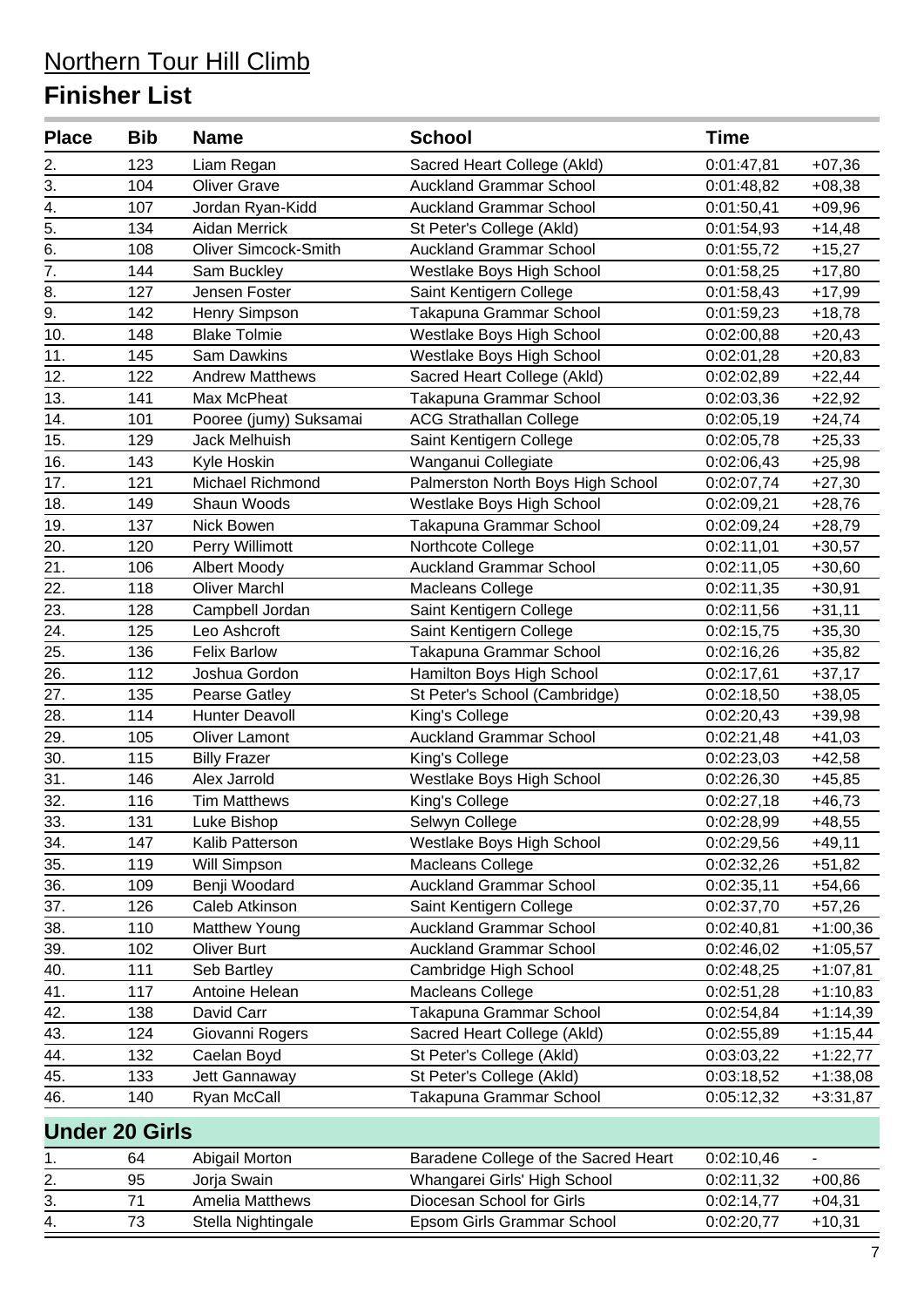# Northern Tour Hill Climb

## Finisher List

| Place | Bib | Name | School | Time | |
|---|---|---|---|---|---|
| 2. | 123 | Liam Regan | Sacred Heart College (Akld) | 0:01:47,81 | +07,36 |
| 3. | 104 | Oliver Grave | Auckland Grammar School | 0:01:48,82 | +08,38 |
| 4. | 107 | Jordan Ryan-Kidd | Auckland Grammar School | 0:01:50,41 | +09,96 |
| 5. | 134 | Aidan Merrick | St Peter's College (Akld) | 0:01:54,93 | +14,48 |
| 6. | 108 | Oliver Simcock-Smith | Auckland Grammar School | 0:01:55,72 | +15,27 |
| 7. | 144 | Sam Buckley | Westlake Boys High School | 0:01:58,25 | +17,80 |
| 8. | 127 | Jensen Foster | Saint Kentigern College | 0:01:58,43 | +17,99 |
| 9. | 142 | Henry Simpson | Takapuna Grammar School | 0:01:59,23 | +18,78 |
| 10. | 148 | Blake Tolmie | Westlake Boys High School | 0:02:00,88 | +20,43 |
| 11. | 145 | Sam Dawkins | Westlake Boys High School | 0:02:01,28 | +20,83 |
| 12. | 122 | Andrew Matthews | Sacred Heart College (Akld) | 0:02:02,89 | +22,44 |
| 13. | 141 | Max McPheat | Takapuna Grammar School | 0:02:03,36 | +22,92 |
| 14. | 101 | Pooree (jumy) Suksamai | ACG Strathallan College | 0:02:05,19 | +24,74 |
| 15. | 129 | Jack Melhuish | Saint Kentigern College | 0:02:05,78 | +25,33 |
| 16. | 143 | Kyle Hoskin | Wanganui Collegiate | 0:02:06,43 | +25,98 |
| 17. | 121 | Michael Richmond | Palmerston North Boys High School | 0:02:07,74 | +27,30 |
| 18. | 149 | Shaun Woods | Westlake Boys High School | 0:02:09,21 | +28,76 |
| 19. | 137 | Nick Bowen | Takapuna Grammar School | 0:02:09,24 | +28,79 |
| 20. | 120 | Perry Willimott | Northcote College | 0:02:11,01 | +30,57 |
| 21. | 106 | Albert Moody | Auckland Grammar School | 0:02:11,05 | +30,60 |
| 22. | 118 | Oliver Marchl | Macleans College | 0:02:11,35 | +30,91 |
| 23. | 128 | Campbell Jordan | Saint Kentigern College | 0:02:11,56 | +31,11 |
| 24. | 125 | Leo Ashcroft | Saint Kentigern College | 0:02:15,75 | +35,30 |
| 25. | 136 | Felix Barlow | Takapuna Grammar School | 0:02:16,26 | +35,82 |
| 26. | 112 | Joshua Gordon | Hamilton Boys High School | 0:02:17,61 | +37,17 |
| 27. | 135 | Pearse Gatley | St Peter's School (Cambridge) | 0:02:18,50 | +38,05 |
| 28. | 114 | Hunter Deavoll | King's College | 0:02:20,43 | +39,98 |
| 29. | 105 | Oliver Lamont | Auckland Grammar School | 0:02:21,48 | +41,03 |
| 30. | 115 | Billy Frazer | King's College | 0:02:23,03 | +42,58 |
| 31. | 146 | Alex Jarrold | Westlake Boys High School | 0:02:26,30 | +45,85 |
| 32. | 116 | Tim Matthews | King's College | 0:02:27,18 | +46,73 |
| 33. | 131 | Luke Bishop | Selwyn College | 0:02:28,99 | +48,55 |
| 34. | 147 | Kalib Patterson | Westlake Boys High School | 0:02:29,56 | +49,11 |
| 35. | 119 | Will Simpson | Macleans College | 0:02:32,26 | +51,82 |
| 36. | 109 | Benji Woodard | Auckland Grammar School | 0:02:35,11 | +54,66 |
| 37. | 126 | Caleb Atkinson | Saint Kentigern College | 0:02:37,70 | +57,26 |
| 38. | 110 | Matthew Young | Auckland Grammar School | 0:02:40,81 | +1:00,36 |
| 39. | 102 | Oliver Burt | Auckland Grammar School | 0:02:46,02 | +1:05,57 |
| 40. | 111 | Seb Bartley | Cambridge High School | 0:02:48,25 | +1:07,81 |
| 41. | 117 | Antoine Helean | Macleans College | 0:02:51,28 | +1:10,83 |
| 42. | 138 | David Carr | Takapuna Grammar School | 0:02:54,84 | +1:14,39 |
| 43. | 124 | Giovanni Rogers | Sacred Heart College (Akld) | 0:02:55,89 | +1:15,44 |
| 44. | 132 | Caelan Boyd | St Peter's College (Akld) | 0:03:03,22 | +1:22,77 |
| 45. | 133 | Jett Gannaway | St Peter's College (Akld) | 0:03:18,52 | +1:38,08 |
| 46. | 140 | Ryan McCall | Takapuna Grammar School | 0:05:12,32 | +3:31,87 |

### Under 20 Girls

| Place | Bib | Name | School | Time | |
|---|---|---|---|---|---|
| 1. | 64 | Abigail Morton | Baradene College of the Sacred Heart | 0:02:10,46 | - |
| 2. | 95 | Jorja Swain | Whangarei Girls' High School | 0:02:11,32 | +00,86 |
| 3. | 71 | Amelia Matthews | Diocesan School for Girls | 0:02:14,77 | +04,31 |
| 4. | 73 | Stella Nightingale | Epsom Girls Grammar School | 0:02:20,77 | +10,31 |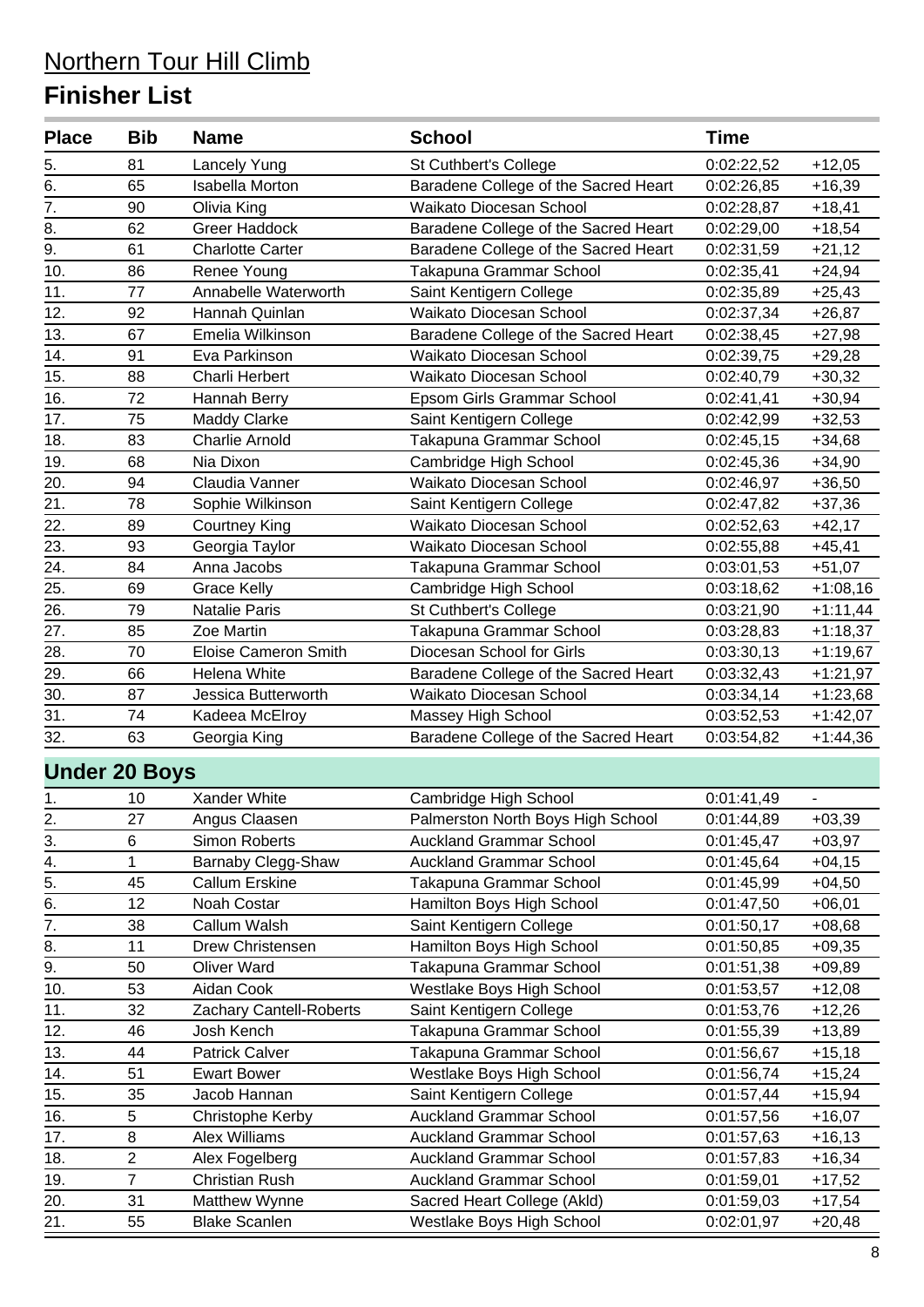# Northern Tour Hill Climb

## Finisher List

| Place | Bib | Name | School | Time | |
|---|---|---|---|---|---|
| 5. | 81 | Lancely Yung | St Cuthbert's College | 0:02:22,52 | +12,05 |
| 6. | 65 | Isabella Morton | Baradene College of the Sacred Heart | 0:02:26,85 | +16,39 |
| 7. | 90 | Olivia King | Waikato Diocesan School | 0:02:28,87 | +18,41 |
| 8. | 62 | Greer Haddock | Baradene College of the Sacred Heart | 0:02:29,00 | +18,54 |
| 9. | 61 | Charlotte Carter | Baradene College of the Sacred Heart | 0:02:31,59 | +21,12 |
| 10. | 86 | Renee Young | Takapuna Grammar School | 0:02:35,41 | +24,94 |
| 11. | 77 | Annabelle Waterworth | Saint Kentigern College | 0:02:35,89 | +25,43 |
| 12. | 92 | Hannah Quinlan | Waikato Diocesan School | 0:02:37,34 | +26,87 |
| 13. | 67 | Emelia Wilkinson | Baradene College of the Sacred Heart | 0:02:38,45 | +27,98 |
| 14. | 91 | Eva Parkinson | Waikato Diocesan School | 0:02:39,75 | +29,28 |
| 15. | 88 | Charli Herbert | Waikato Diocesan School | 0:02:40,79 | +30,32 |
| 16. | 72 | Hannah Berry | Epsom Girls Grammar School | 0:02:41,41 | +30,94 |
| 17. | 75 | Maddy Clarke | Saint Kentigern College | 0:02:42,99 | +32,53 |
| 18. | 83 | Charlie Arnold | Takapuna Grammar School | 0:02:45,15 | +34,68 |
| 19. | 68 | Nia Dixon | Cambridge High School | 0:02:45,36 | +34,90 |
| 20. | 94 | Claudia Vanner | Waikato Diocesan School | 0:02:46,97 | +36,50 |
| 21. | 78 | Sophie Wilkinson | Saint Kentigern College | 0:02:47,82 | +37,36 |
| 22. | 89 | Courtney King | Waikato Diocesan School | 0:02:52,63 | +42,17 |
| 23. | 93 | Georgia Taylor | Waikato Diocesan School | 0:02:55,88 | +45,41 |
| 24. | 84 | Anna Jacobs | Takapuna Grammar School | 0:03:01,53 | +51,07 |
| 25. | 69 | Grace Kelly | Cambridge High School | 0:03:18,62 | +1:08,16 |
| 26. | 79 | Natalie Paris | St Cuthbert's College | 0:03:21,90 | +1:11,44 |
| 27. | 85 | Zoe Martin | Takapuna Grammar School | 0:03:28,83 | +1:18,37 |
| 28. | 70 | Eloise Cameron Smith | Diocesan School for Girls | 0:03:30,13 | +1:19,67 |
| 29. | 66 | Helena White | Baradene College of the Sacred Heart | 0:03:32,43 | +1:21,97 |
| 30. | 87 | Jessica Butterworth | Waikato Diocesan School | 0:03:34,14 | +1:23,68 |
| 31. | 74 | Kadeea McElroy | Massey High School | 0:03:52,53 | +1:42,07 |
| 32. | 63 | Georgia King | Baradene College of the Sacred Heart | 0:03:54,82 | +1:44,36 |

### Under 20 Boys

| Place | Bib | Name | School | Time | |
|---|---|---|---|---|---|
| 1. | 10 | Xander White | Cambridge High School | 0:01:41,49 | - |
| 2. | 27 | Angus Claasen | Palmerston North Boys High School | 0:01:44,89 | +03,39 |
| 3. | 6 | Simon Roberts | Auckland Grammar School | 0:01:45,47 | +03,97 |
| 4. | 1 | Barnaby Clegg-Shaw | Auckland Grammar School | 0:01:45,64 | +04,15 |
| 5. | 45 | Callum Erskine | Takapuna Grammar School | 0:01:45,99 | +04,50 |
| 6. | 12 | Noah Costar | Hamilton Boys High School | 0:01:47,50 | +06,01 |
| 7. | 38 | Callum Walsh | Saint Kentigern College | 0:01:50,17 | +08,68 |
| 8. | 11 | Drew Christensen | Hamilton Boys High School | 0:01:50,85 | +09,35 |
| 9. | 50 | Oliver Ward | Takapuna Grammar School | 0:01:51,38 | +09,89 |
| 10. | 53 | Aidan Cook | Westlake Boys High School | 0:01:53,57 | +12,08 |
| 11. | 32 | Zachary Cantell-Roberts | Saint Kentigern College | 0:01:53,76 | +12,26 |
| 12. | 46 | Josh Kench | Takapuna Grammar School | 0:01:55,39 | +13,89 |
| 13. | 44 | Patrick Calver | Takapuna Grammar School | 0:01:56,67 | +15,18 |
| 14. | 51 | Ewart Bower | Westlake Boys High School | 0:01:56,74 | +15,24 |
| 15. | 35 | Jacob Hannan | Saint Kentigern College | 0:01:57,44 | +15,94 |
| 16. | 5 | Christophe Kerby | Auckland Grammar School | 0:01:57,56 | +16,07 |
| 17. | 8 | Alex Williams | Auckland Grammar School | 0:01:57,63 | +16,13 |
| 18. | 2 | Alex Fogelberg | Auckland Grammar School | 0:01:57,83 | +16,34 |
| 19. | 7 | Christian Rush | Auckland Grammar School | 0:01:59,01 | +17,52 |
| 20. | 31 | Matthew Wynne | Sacred Heart College (Akld) | 0:01:59,03 | +17,54 |
| 21. | 55 | Blake Scanlen | Westlake Boys High School | 0:02:01,97 | +20,48 |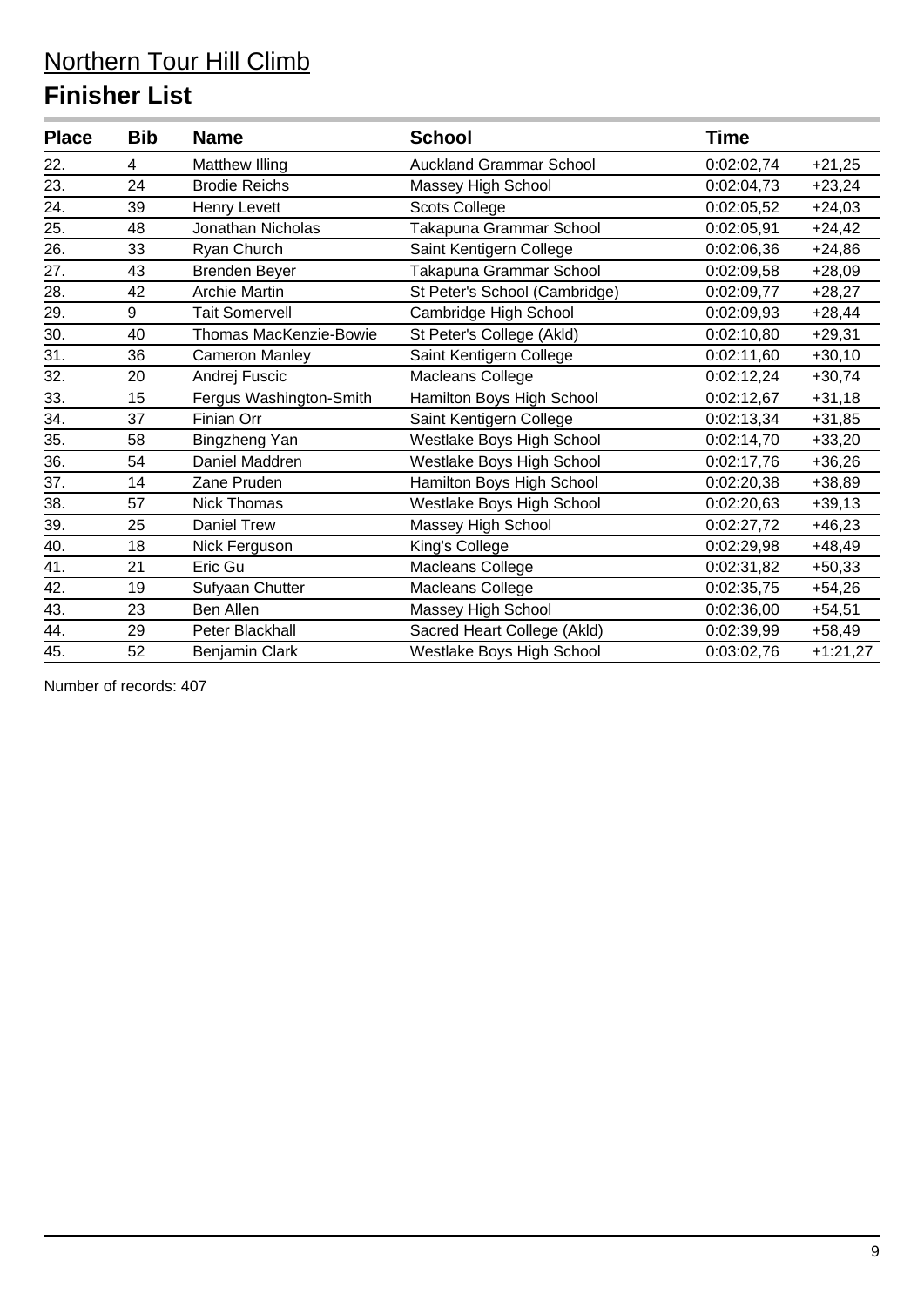# Northern Tour Hill Climb

## Finisher List

| Place | Bib | Name | School | Time | |
|---|---|---|---|---|---|
| 22. | 4 | Matthew Illing | Auckland Grammar School | 0:02:02,74 | +21,25 |
| 23. | 24 | Brodie Reichs | Massey High School | 0:02:04,73 | +23,24 |
| 24. | 39 | Henry Levett | Scots College | 0:02:05,52 | +24,03 |
| 25. | 48 | Jonathan Nicholas | Takapuna Grammar School | 0:02:05,91 | +24,42 |
| 26. | 33 | Ryan Church | Saint Kentigern College | 0:02:06,36 | +24,86 |
| 27. | 43 | Brenden Beyer | Takapuna Grammar School | 0:02:09,58 | +28,09 |
| 28. | 42 | Archie Martin | St Peter's School (Cambridge) | 0:02:09,77 | +28,27 |
| 29. | 9 | Tait Somervell | Cambridge High School | 0:02:09,93 | +28,44 |
| 30. | 40 | Thomas MacKenzie-Bowie | St Peter's College (Akld) | 0:02:10,80 | +29,31 |
| 31. | 36 | Cameron Manley | Saint Kentigern College | 0:02:11,60 | +30,10 |
| 32. | 20 | Andrej Fuscic | Macleans College | 0:02:12,24 | +30,74 |
| 33. | 15 | Fergus Washington-Smith | Hamilton Boys High School | 0:02:12,67 | +31,18 |
| 34. | 37 | Finian Orr | Saint Kentigern College | 0:02:13,34 | +31,85 |
| 35. | 58 | Bingzheng Yan | Westlake Boys High School | 0:02:14,70 | +33,20 |
| 36. | 54 | Daniel Maddren | Westlake Boys High School | 0:02:17,76 | +36,26 |
| 37. | 14 | Zane Pruden | Hamilton Boys High School | 0:02:20,38 | +38,89 |
| 38. | 57 | Nick Thomas | Westlake Boys High School | 0:02:20,63 | +39,13 |
| 39. | 25 | Daniel Trew | Massey High School | 0:02:27,72 | +46,23 |
| 40. | 18 | Nick Ferguson | King's College | 0:02:29,98 | +48,49 |
| 41. | 21 | Eric Gu | Macleans College | 0:02:31,82 | +50,33 |
| 42. | 19 | Sufyaan Chutter | Macleans College | 0:02:35,75 | +54,26 |
| 43. | 23 | Ben Allen | Massey High School | 0:02:36,00 | +54,51 |
| 44. | 29 | Peter Blackhall | Sacred Heart College (Akld) | 0:02:39,99 | +58,49 |
| 45. | 52 | Benjamin Clark | Westlake Boys High School | 0:03:02,76 | +1:21,27 |

Number of records: 407